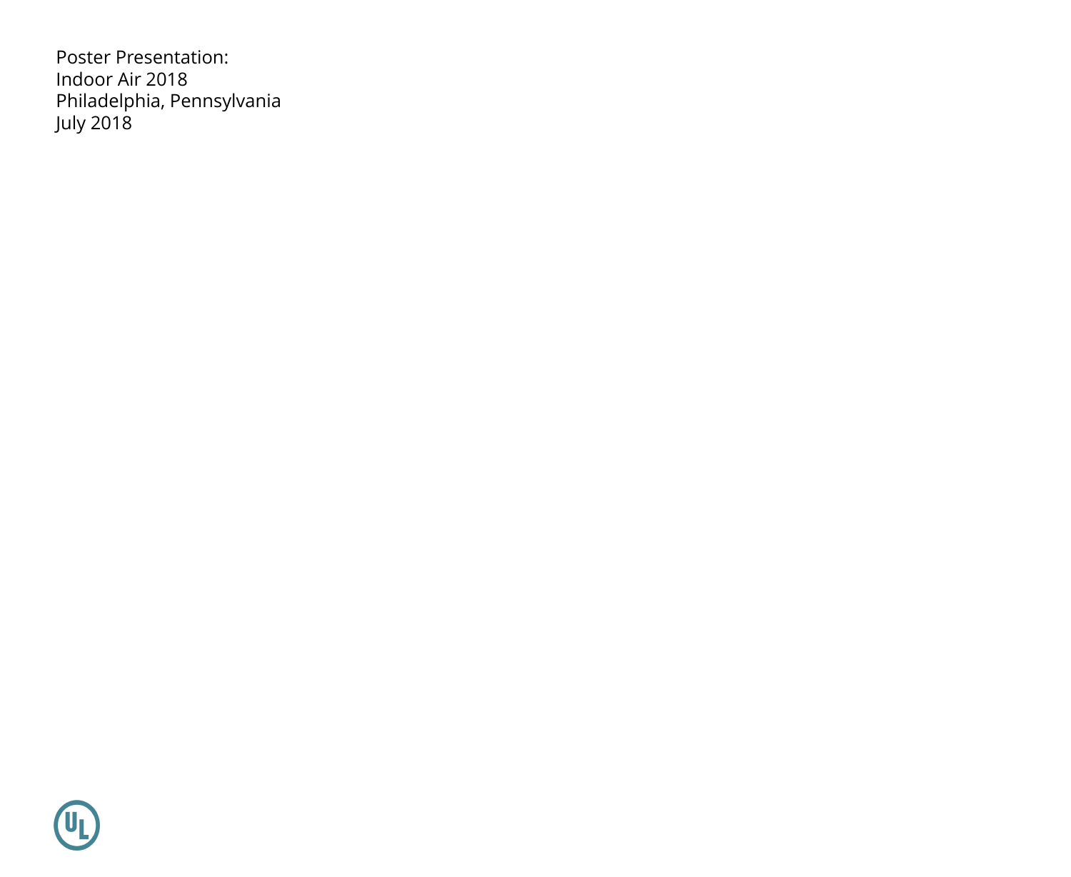Poster Presentation:
Indoor Air 2018
Philadelphia, Pennsylvania
July 2018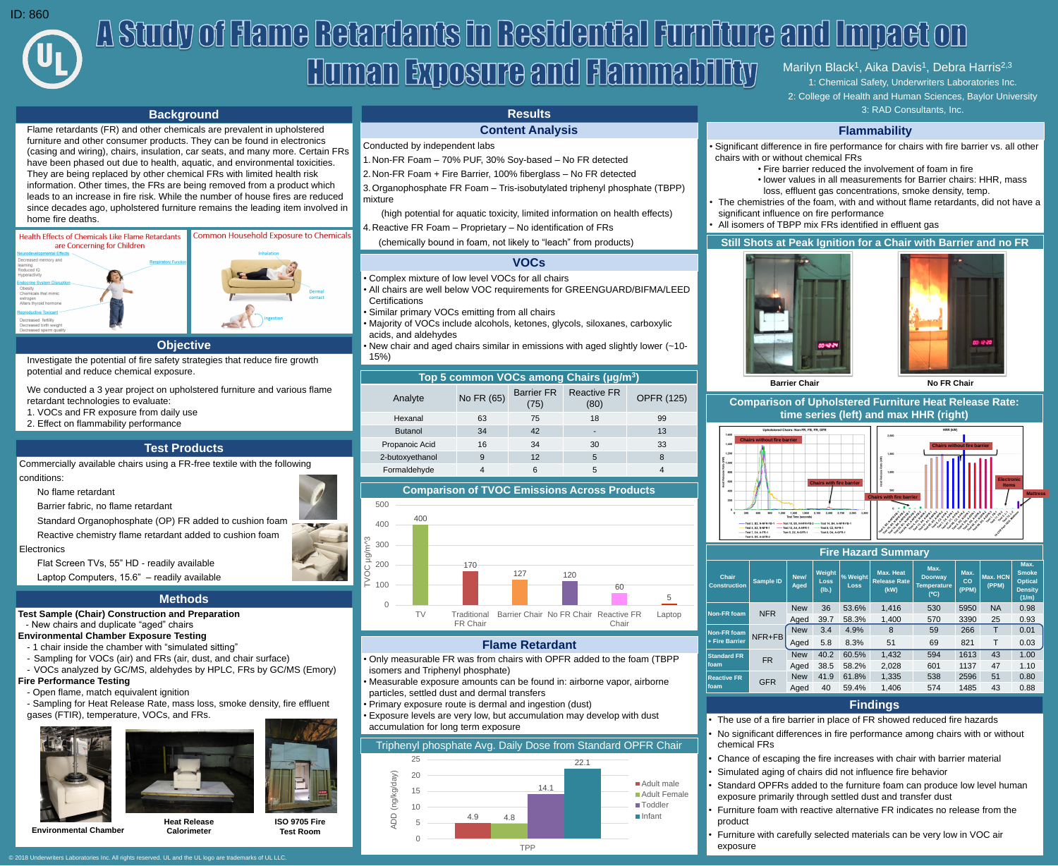ID: 860

# A Study of Flame Retardants in Residential Furniture and Impact on Human Exposure and Flammability

Marilyn Black[1], Aika Davis[1], Debra Harris[2,3]

1: Chemical Safety, Underwriters Laboratories Inc.
2: College of Health and Human Sciences, Baylor University
3: RAD Consultants, Inc.

## Background

Flame retardants (FR) and other chemicals are prevalent in upholstered furniture and other consumer products. They can be found in electronics (casing and wiring), chairs, insulation, car seats, and many more. Certain FRs have been phased out due to health, aquatic, and environmental toxicities. They are being replaced by other chemical FRs with limited health risk information. Other times, the FRs are being removed from a product which leads to an increase in fire risk. While the number of house fires are reduced since decades ago, upholstered furniture remains the leading item involved in home fire deaths.

Health Effects of Chemicals Like Flame Retardants are Concerning for Children

Neurodevelopmental Effects: Decreased memory and learning, Reduced IQ, Hyperactivity
Respiratory Function
Endocrine System Disruption: Obesity, Chemicals that mimic estrogen, Alters thyroid hormone
Reproductive Toxicant: Decreased fertility, Decreased birth weight, Decreased sperm quality

Common Household Exposure to Chemicals

Inhalation
Dermal contact
Ingestion

## Objective

Investigate the potential of fire safety strategies that reduce fire growth potential and reduce chemical exposure.

We conducted a 3 year project on upholstered furniture and various flame retardant technologies to evaluate:
1. VOCs and FR exposure from daily use
2. Effect on flammability performance

## Test Products

Commercially available chairs using a FR-free textile with the following conditions:

- No flame retardant
- Barrier fabric, no flame retardant
- Standard Organophosphate (OP) FR added to cushion foam
- Reactive chemistry flame retardant added to cushion foam

Electronics

- Flat Screen TVs, 55" HD - readily available
- Laptop Computers, 15.6" – readily available

## Methods

**Test Sample (Chair) Construction and Preparation**
- New chairs and duplicate "aged" chairs

**Environmental Chamber Exposure Testing**
- 1 chair inside the chamber with "simulated sitting"
- Sampling for VOCs (air) and FRs (air, dust, and chair surface)
- VOCs analyzed by GC/MS, aldehydes by HPLC, FRs by GC/MS (Emory)

**Fire Performance Testing**
- Open flame, match equivalent ignition
- Sampling for Heat Release Rate, mass loss, smoke density, fire effluent gases (FTIR), temperature, VOCs, and FRs.

Environmental Chamber | Heat Release Calorimeter | ISO 9705 Fire Test Room

## Results

### Content Analysis

Conducted by independent labs

1. Non-FR Foam – 70% PUF, 30% Soy-based – No FR detected
2. Non-FR Foam + Fire Barrier, 100% fiberglass – No FR detected
3. Organophosphate FR Foam – Tris-isobutylated triphenyl phosphate (TBPP) mixture
   (high potential for aquatic toxicity, limited information on health effects)
4. Reactive FR Foam – Proprietary – No identification of FRs
   (chemically bound in foam, not likely to "leach" from products)

### VOCs

- Complex mixture of low level VOCs for all chairs
- All chairs are well below VOC requirements for GREENGUARD/BIFMA/LEED Certifications
- Similar primary VOCs emitting from all chairs
- Majority of VOCs include alcohols, ketones, glycols, siloxanes, carboxylic acids, and aldehydes
- New chair and aged chairs similar in emissions with aged slightly lower (~10-15%)

### Top 5 common VOCs among Chairs (μg/m³)

| Analyte | No FR (65) | Barrier FR (75) | Reactive FR (80) | OPFR (125) |
|---|---|---|---|---|
| Hexanal | 63 | 75 | 18 | 99 |
| Butanol | 34 | 42 | - | 13 |
| Propanoic Acid | 16 | 34 | 30 | 33 |
| 2-butoxyethanol | 9 | 12 | 5 | 8 |
| Formaldehyde | 4 | 6 | 5 | 4 |

### Comparison of TVOC Emissions Across Products

TVOC μg/m^3

0, 100, 200, 300, 400, 500

400 TV
170 Traditional FR Chair
127 Barrier Chair
120 No FR Chair
60 Reactive FR Chair
5 Laptop

### Flame Retardant

- Only measurable FR was from chairs with OPFR added to the foam (TBPP isomers and Triphenyl phosphate)
- Measurable exposure amounts can be found in: airborne vapor, airborne particles, settled dust and dermal transfers
- Primary exposure route is dermal and ingestion (dust)
- Exposure levels are very low, but accumulation may develop with long term exposure

### Triphenyl phosphate Avg. Daily Dose from Standard OPFR Chair

ADD (ng/kg/day)

0, 5, 10, 15, 20, 25

TPP

4.9 Adult male
4.8 Adult Female
14.1 Toddler
22.1 Infant

### Flammability

- Significant difference in fire performance for chairs with fire barrier vs. all other chairs with or without chemical FRs
  - Fire barrier reduced the involvement of foam in fire
  - lower values in all measurements for Barrier chairs: HHR, mass loss, effluent gas concentrations, smoke density, temp.
- The chemistries of the foam, with and without flame retardants, did not have a significant influence on fire performance
- All isomers of TBPP mix FRs identified in effluent gas

### Still Shots at Peak Ignition for a Chair with Barrier and no FR

Barrier Chair | No FR Chair

### Comparison of Upholstered Furniture Heat Release Rate: time series (left) and max HHR (right)

Chairs without fire barrier
Chairs with fire barrier
Electronic Items
Mattress

### Fire Hazard Summary

| Chair Construction | Sample ID | New/ Aged | Weight Loss (lb.) | % Weight Loss | Max. Heat Release Rate (kW) | Max. Doorway Temperature (°C) | Max. CO (PPM) | Max. HCN (PPM) | Max. Smoke Optical Density (1/m) |
|---|---|---|---|---|---|---|---|---|---|
| Non-FR foam | NFR | New | 36 | 53.6% | 1,416 | 530 | 5950 | NA | 0.98 |
| | | Aged | 39.7 | 58.3% | 1,400 | 570 | 3390 | 25 | 0.93 |
| Non-FR foam + Fire Barrier | NFR+FB | New | 3.4 | 4.9% | 8 | 59 | 266 | T | 0.01 |
| | | Aged | 5.8 | 8.3% | 51 | 69 | 821 | T | 0.03 |
| Standard FR foam | FR | New | 40.2 | 60.5% | 1,432 | 594 | 1613 | 43 | 1.00 |
| | | Aged | 38.5 | 58.2% | 2,028 | 601 | 1137 | 47 | 1.10 |
| Reactive FR foam | GFR | New | 41.9 | 61.8% | 1,335 | 538 | 2596 | 51 | 0.80 |
| | | Aged | 40 | 59.4% | 1,406 | 574 | 1485 | 43 | 0.88 |

## Findings

- The use of a fire barrier in place of FR showed reduced fire hazards
- No significant differences in fire performance among chairs with or without chemical FRs
- Chance of escaping the fire increases with chair with barrier material
- Simulated aging of chairs did not influence fire behavior
- Standard OPFRs added to the furniture foam can produce low level human exposure primarily through settled dust and transfer dust
- Furniture foam with reactive alternative FR indicates no release from the product
- Furniture with carefully selected materials can be very low in VOC air exposure

© 2018 Underwriters Laboratories Inc. All rights reserved. UL and the UL logo are trademarks of UL LLC.